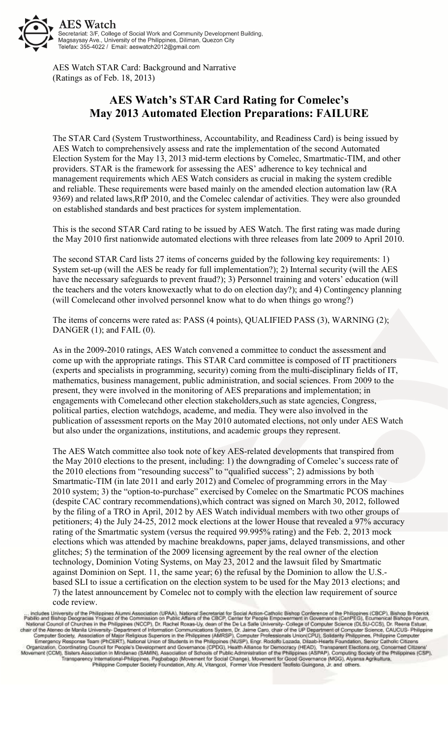**AES Watch**
Secretariat: 3/F, College of Social Work and Community Development Building, Magsaysay Ave., University of the Philippines, Diliman, Quezon City
Telefax: 355-4022 / Email: aeswatch2012@gmail.com

AES Watch STAR Card: Background and Narrative
(Ratings as of Feb. 18, 2013)

# AES Watch's STAR Card Rating for Comelec's May 2013 Automated Election Preparations: FAILURE

The STAR Card (System Trustworthiness, Accountability, and Readiness Card) is being issued by AES Watch to comprehensively assess and rate the implementation of the second Automated Election System for the May 13, 2013 mid-term elections by Comelec, Smartmatic-TIM, and other providers. STAR is the framework for assessing the AES' adherence to key technical and management requirements which AES Watch considers as crucial in making the system credible and reliable. These requirements were based mainly on the amended election automation law (RA 9369) and related laws,RfP 2010, and the Comelec calendar of activities. They were also grounded on established standards and best practices for system implementation.

This is the second STAR Card rating to be issued by AES Watch. The first rating was made during the May 2010 first nationwide automated elections with three releases from late 2009 to April 2010.

The second STAR Card lists 27 items of concerns guided by the following key requirements: 1) System set-up (will the AES be ready for full implementation?); 2) Internal security (will the AES have the necessary safeguards to prevent fraud?); 3) Personnel training and voters' education (will the teachers and the voters knowexactly what to do on election day?); and 4) Contingency planning (will Comelecand other involved personnel know what to do when things go wrong?)

The items of concerns were rated as: PASS (4 points), QUALIFIED PASS (3), WARNING (2); DANGER (1); and FAIL (0).

As in the 2009-2010 ratings, AES Watch convened a committee to conduct the assessment and come up with the appropriate ratings. This STAR Card committee is composed of IT practitioners (experts and specialists in programming, security) coming from the multi-disciplinary fields of IT, mathematics, business management, public administration, and social sciences. From 2009 to the present, they were involved in the monitoring of AES preparations and implementation; in engagements with Comelecand other election stakeholders,such as state agencies, Congress, political parties, election watchdogs, academe, and media. They were also involved in the publication of assessment reports on the May 2010 automated elections, not only under AES Watch but also under the organizations, institutions, and academic groups they represent.

The AES Watch committee also took note of key AES-related developments that transpired from the May 2010 elections to the present, including: 1) the downgrading of Comelec's success rate of the 2010 elections from "resounding success" to "qualified success"; 2) admissions by both Smartmatic-TIM (in late 2011 and early 2012) and Comelec of programming errors in the May 2010 system; 3) the "option-to-purchase" exercised by Comelec on the Smartmatic PCOS machines (despite CAC contrary recommendations),which contract was signed on March 30, 2012, followed by the filing of a TRO in April, 2012 by AES Watch individual members with two other groups of petitioners; 4) the July 24-25, 2012 mock elections at the lower House that revealed a 97% accuracy rating of the Smartmatic system (versus the required 99.995% rating) and the Feb. 2, 2013 mock elections which was attended by machine breakdowns, paper jams, delayed transmissions, and other glitches; 5) the termination of the 2009 licensing agreement by the real owner of the election technology, Dominion Voting Systems, on May 23, 2012 and the lawsuit filed by Smartmatic against Dominion on Sept. 11, the same year; 6) the refusal by the Dominion to allow the U.S.-based SLI to issue a certification on the election system to be used for the May 2013 elections; and 7) the latest announcement by Comelec not to comply with the election law requirement of source code review.

... includes University of the Philippines Alumni Association (UPAA), National Secretariat for Social Action-Catholic Bishop Conference of the Philippines (CBCP), Bishop Broderick Pabillo and Bishop Deogracias Yniguez of the Commission on Public Affairs of the CBCP, Center for People Empowerment in Governance (CenPEG), Ecumenical Bishops Forum, National Council of Churches in the Philippines (NCCP), Dr. Rachel Roxas-Uy, dean of the De La Salle University- College of Computer Science (DLSU-CCS), Dr. Reena Estuar, chair of the Ateneo de Manila University- Department of Information Communications System, Dr. Jaime Caro, chair of the UP Department of Computer Science, CAUCUS- Philippine Computer Society, Association of Major Religious Superiors in the Philippines (AMRSP), Computer Professionals Union(CPU), Solidarity Philippines, Philippine Computer Emergency Response Team (PhCERT), National Union of Students in the Philippines (NUSP), Engr. Rodolfo Lozada, Dilaab-Hearts Foundation, Senior Catholic Citizens Organization, Coordinating Council for People's Development and Governance (CPDG), Health Alliance for Democracy (HEAD), Transparent Elections.org, Concerned Citizens' Movement (CCM), Sisters Association in Mindanao (SAMIN), Association of Schools of Public Administration of the Philippines (ASPAP), Computing Society of the Philippines (CSP), Transparency International-Philippines, Pagbabago (Movement for Social Change), Movement for Good Governance (MGG), Alyansa Agrikultura, Philippine Computer Society Foundation, Atty. Al, Vitangcol, Former Vice President Teofisto Guingona, Jr. and others.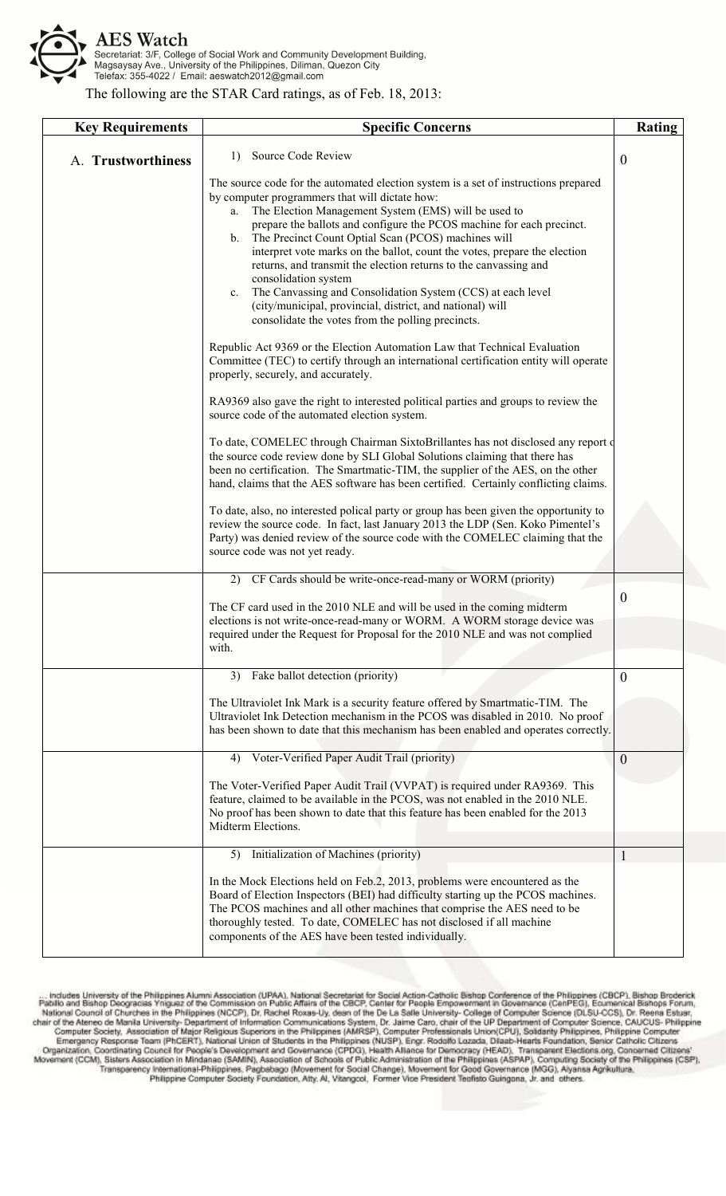The following are the STAR Card ratings, as of Feb. 18, 2013:

| Key Requirements | Specific Concerns | Rating |
|---|---|---|
| A. **Trustworthiness** | 1) Source Code Review<br><br>The source code for the automated election system is a set of instructions prepared by computer programmers that will dictate how:<br>a. The Election Management System (EMS) will be used to prepare the ballots and configure the PCOS machine for each precinct.<br>b. The Precinct Count Optial Scan (PCOS) machines will interpret vote marks on the ballot, count the votes, prepare the election returns, and transmit the election returns to the canvassing and consolidation system<br>c. The Canvassing and Consolidation System (CCS) at each level (city/municipal, provincial, district, and national) will consolidate the votes from the polling precincts.<br><br>Republic Act 9369 or the Election Automation Law that Technical Evaluation Committee (TEC) to certify through an international certification entity will operate properly, securely, and accurately.<br><br>RA9369 also gave the right to interested political parties and groups to review the source code of the automated election system.<br><br>To date, COMELEC through Chairman SixtoBrillantes has not disclosed any report o the source code review done by SLI Global Solutions claiming that there has been no certification. The Smartmatic-TIM, the supplier of the AES, on the other hand, claims that the AES software has been certified. Certainly conflicting claims.<br><br>To date, also, no interested polical party or group has been given the opportunity to review the source code. In fact, last January 2013 the LDP (Sen. Koko Pimentel's Party) was denied review of the source code with the COMELEC claiming that the source code was not yet ready. | 0 |
| | 2) CF Cards should be write-once-read-many or WORM (priority)<br><br>The CF card used in the 2010 NLE and will be used in the coming midterm elections is not write-once-read-many or WORM. A WORM storage device was required under the Request for Proposal for the 2010 NLE and was not complied with. | 0 |
| | 3) Fake ballot detection (priority)<br><br>The Ultraviolet Ink Mark is a security feature offered by Smartmatic-TIM. The Ultraviolet Ink Detection mechanism in the PCOS was disabled in 2010. No proof has been shown to date that this mechanism has been enabled and operates correctly. | 0 |
| | 4) Voter-Verified Paper Audit Trail (priority)<br><br>The Voter-Verified Paper Audit Trail (VVPAT) is required under RA9369. This feature, claimed to be available in the PCOS, was not enabled in the 2010 NLE. No proof has been shown to date that this feature has been enabled for the 2013 Midterm Elections. | 0 |
| | 5) Initialization of Machines (priority)<br><br>In the Mock Elections held on Feb.2, 2013, problems were encountered as the Board of Election Inspectors (BEI) had difficulty starting up the PCOS machines. The PCOS machines and all other machines that comprise the AES need to be thoroughly tested. To date, COMELEC has not disclosed if all machine components of the AES have been tested individually. | 1 |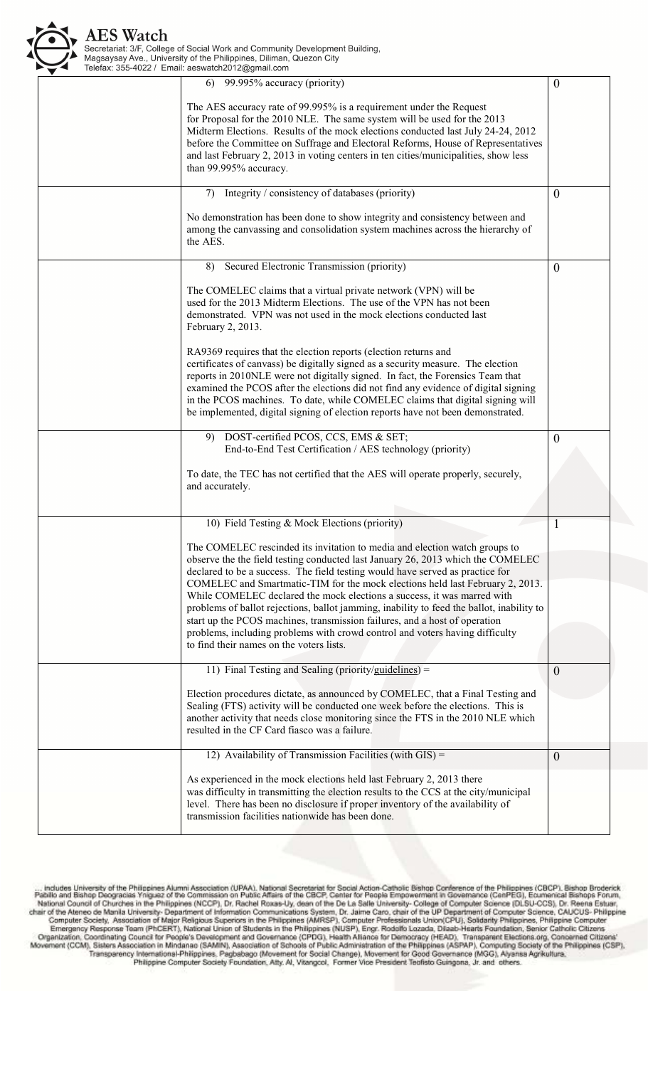# AES Watch

Secretariat: 3/F, College of Social Work and Community Development Building, Magsaysay Ave., University of the Philippines, Diliman, Quezon City
Telefax: 355-4022 / Email: aeswatch2012@gmail.com

| | | |
|---|---|---|
| | 6) 99.995% accuracy (priority)<br><br>The AES accuracy rate of 99.995% is a requirement under the Request for Proposal for the 2010 NLE. The same system will be used for the 2013 Midterm Elections. Results of the mock elections conducted last July 24-24, 2012 before the Committee on Suffrage and Electoral Reforms, House of Representatives and last February 2, 2013 in voting centers in ten cities/municipalities, show less than 99.995% accuracy. | 0 |
| | 7) Integrity / consistency of databases (priority)<br><br>No demonstration has been done to show integrity and consistency between and among the canvassing and consolidation system machines across the hierarchy of the AES. | 0 |
| | 8) Secured Electronic Transmission (priority)<br><br>The COMELEC claims that a virtual private network (VPN) will be used for the 2013 Midterm Elections. The use of the VPN has not been demonstrated. VPN was not used in the mock elections conducted last February 2, 2013.<br><br>RA9369 requires that the election reports (election returns and certificates of canvass) be digitally signed as a security measure. The election reports in 2010NLE were not digitally signed. In fact, the Forensics Team that examined the PCOS after the elections did not find any evidence of digital signing in the PCOS machines. To date, while COMELEC claims that digital signing will be implemented, digital signing of election reports have not been demonstrated. | 0 |
| | 9) DOST-certified PCOS, CCS, EMS & SET; End-to-End Test Certification / AES technology (priority)<br><br>To date, the TEC has not certified that the AES will operate properly, securely, and accurately. | 0 |
| | 10) Field Testing & Mock Elections (priority)<br><br>The COMELEC rescinded its invitation to media and election watch groups to observe the the field testing conducted last January 26, 2013 which the COMELEC declared to be a success. The field testing would have served as practice for COMELEC and Smartmatic-TIM for the mock elections held last February 2, 2013. While COMELEC declared the mock elections a success, it was marred with problems of ballot rejections, ballot jamming, inability to feed the ballot, inability to start up the PCOS machines, transmission failures, and a host of operation problems, including problems with crowd control and voters having difficulty to find their names on the voters lists. | 1 |
| | 11) Final Testing and Sealing (priority/guidelines) =<br><br>Election procedures dictate, as announced by COMELEC, that a Final Testing and Sealing (FTS) activity will be conducted one week before the elections. This is another activity that needs close monitoring since the FTS in the 2010 NLE which resulted in the CF Card fiasco was a failure. | 0 |
| | 12) Availability of Transmission Facilities (with GIS) =<br><br>As experienced in the mock elections held last February 2, 2013 there was difficulty in transmitting the election results to the CCS at the city/municipal level. There has been no disclosure if proper inventory of the availability of transmission facilities nationwide has been done. | 0 |

... includes University of the Philippines Alumni Association (UPAA), National Secretariat for Social Action-Catholic Bishop Conference of the Philippines (CBCP), Bishop Broderick Pabillo and Bishop Deogracias Yniguez of the Commission on Public Affairs of the CBCP, Center for People Empowerment in Governance (CenPEG), Ecumenical Bishops Forum, National Council of Churches in the Philippines (NCCP), Dr. Rachel Roxas-Uy, dean of the De La Salle University- College of Computer Science (DLSU-CCS), Dr. Reena Estuar, chair of the Ateneo de Manila University- Department of Information Communications System, Dr. Jaime Caro, chair of the UP Department of Computer Science, CAUCUS- Philippine Computer Society, Association of Major Religious Superiors in the Philippines (AMRSP), Computer Professionals Union(CPU), Solidarity Philippines, Philippine Computer Emergency Response Team (PhCERT), National Union of Students in the Philippines (NUSP), Engr. Rodolfo Lozada, Dilaab-Hearts Foundation, Senior Catholic Citizens Organization, Coordinating Council for People's Development and Governance (CPDG), Health Alliance for Democracy (HEAD), Transparent Elections.org, Concerned Citizens' Movement (CCM), Sisters Association in Mindanao (SAMIN), Association of Schools of Public Administration of the Philippines (ASPAP), Computing Society of the Philippines (CSP), Transparency International-Philippines, Pagbabago (Movement for Social Change), Movement for Good Governance (MGG), Alyansa Agrikultura, Philippine Computer Society Foundation, Atty. Al, Vitangcol, Former Vice President Teofisto Guingona, Jr. and others.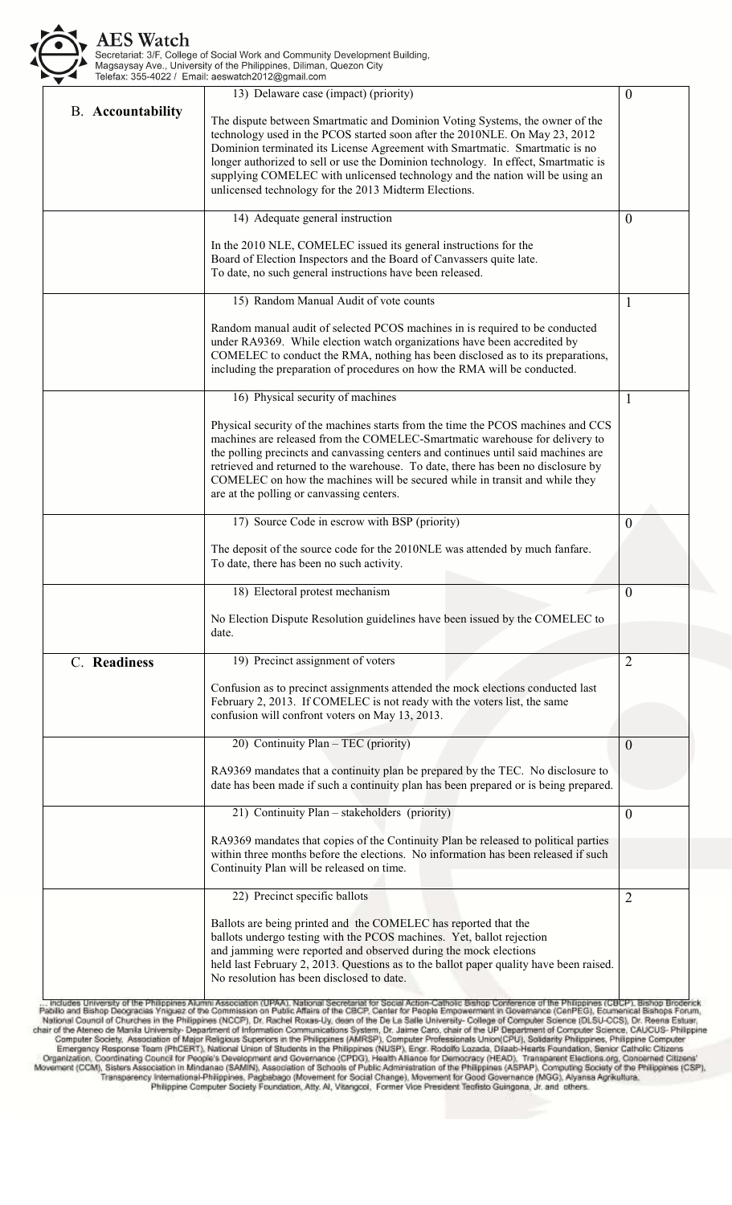| | | |
|---|---|---|
| | 13) Delaware case (impact) (priority) | 0 |
| B. **Accountability** | The dispute between Smartmatic and Dominion Voting Systems, the owner of the technology used in the PCOS started soon after the 2010NLE. On May 23, 2012 Dominion terminated its License Agreement with Smartmatic. Smartmatic is no longer authorized to sell or use the Dominion technology. In effect, Smartmatic is supplying COMELEC with unlicensed technology and the nation will be using an unlicensed technology for the 2013 Midterm Elections. | |
| | 14) Adequate general instruction<br><br>In the 2010 NLE, COMELEC issued its general instructions for the Board of Election Inspectors and the Board of Canvassers quite late. To date, no such general instructions have been released. | 0 |
| | 15) Random Manual Audit of vote counts<br><br>Random manual audit of selected PCOS machines in is required to be conducted under RA9369. While election watch organizations have been accredited by COMELEC to conduct the RMA, nothing has been disclosed as to its preparations, including the preparation of procedures on how the RMA will be conducted. | 1 |
| | 16) Physical security of machines<br><br>Physical security of the machines starts from the time the PCOS machines and CCS machines are released from the COMELEC-Smartmatic warehouse for delivery to the polling precincts and canvassing centers and continues until said machines are retrieved and returned to the warehouse. To date, there has been no disclosure by COMELEC on how the machines will be secured while in transit and while they are at the polling or canvassing centers. | 1 |
| | 17) Source Code in escrow with BSP (priority)<br><br>The deposit of the source code for the 2010NLE was attended by much fanfare. To date, there has been no such activity. | 0 |
| | 18) Electoral protest mechanism<br><br>No Election Dispute Resolution guidelines have been issued by the COMELEC to date. | 0 |
| C. **Readiness** | 19) Precinct assignment of voters<br><br>Confusion as to precinct assignments attended the mock elections conducted last February 2, 2013. If COMELEC is not ready with the voters list, the same confusion will confront voters on May 13, 2013. | 2 |
| | 20) Continuity Plan – TEC (priority)<br><br>RA9369 mandates that a continuity plan be prepared by the TEC. No disclosure to date has been made if such a continuity plan has been prepared or is being prepared. | 0 |
| | 21) Continuity Plan – stakeholders (priority)<br><br>RA9369 mandates that copies of the Continuity Plan be released to political parties within three months before the elections. No information has been released if such Continuity Plan will be released on time. | 0 |
| | 22) Precinct specific ballots<br><br>Ballots are being printed and the COMELEC has reported that the ballots undergo testing with the PCOS machines. Yet, ballot rejection and jamming were reported and observed during the mock elections held last February 2, 2013. Questions as to the ballot paper quality have been raised. No resolution has been disclosed to date. | 2 |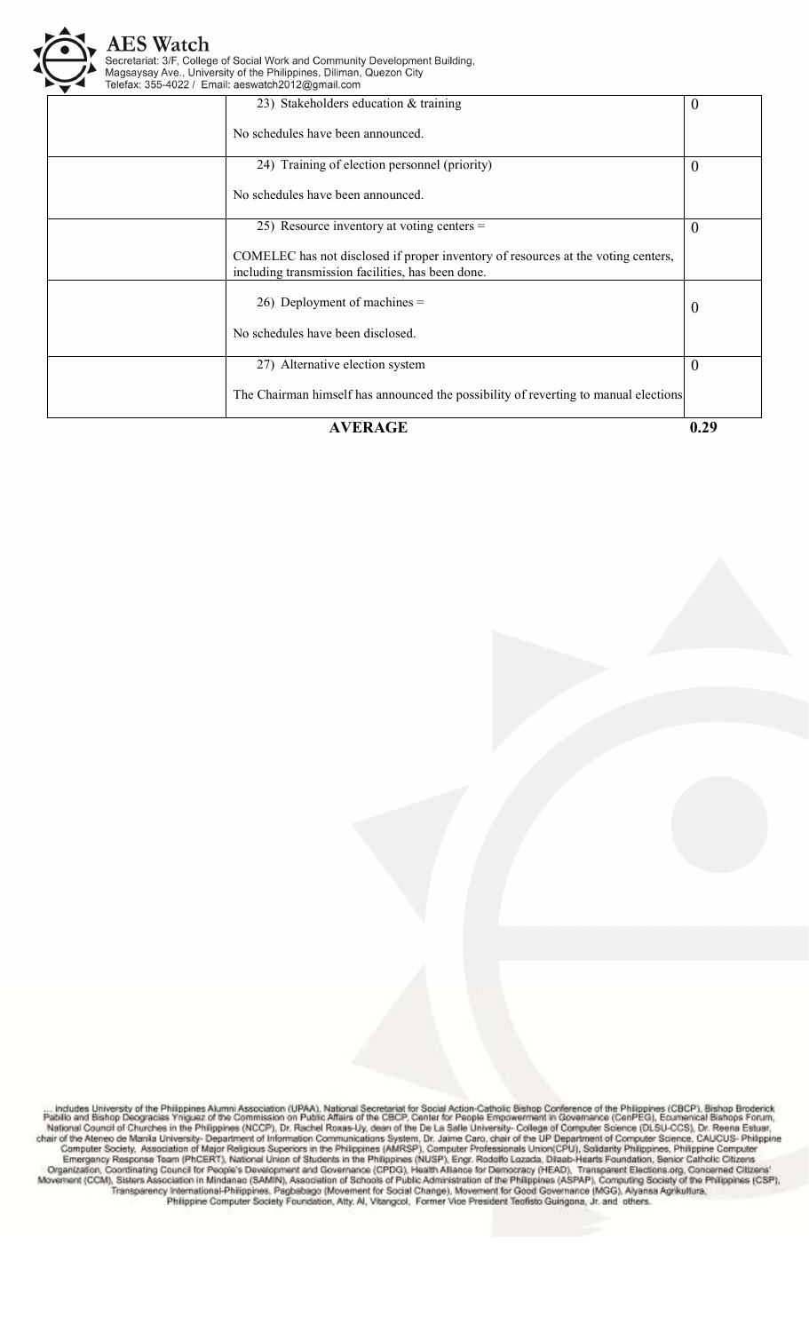| | | |
|---|---|---|
| | 23) Stakeholders education & training<br><br>No schedules have been announced. | 0 |
| | 24) Training of election personnel (priority)<br><br>No schedules have been announced. | 0 |
| | 25) Resource inventory at voting centers =<br><br>COMELEC has not disclosed if proper inventory of resources at the voting centers, including transmission facilities, has been done. | 0 |
| | 26) Deployment of machines =<br><br>No schedules have been disclosed. | 0 |
| | 27) Alternative election system<br><br>The Chairman himself has announced the possibility of reverting to manual elections | 0 |
| | **AVERAGE** | **0.29** |